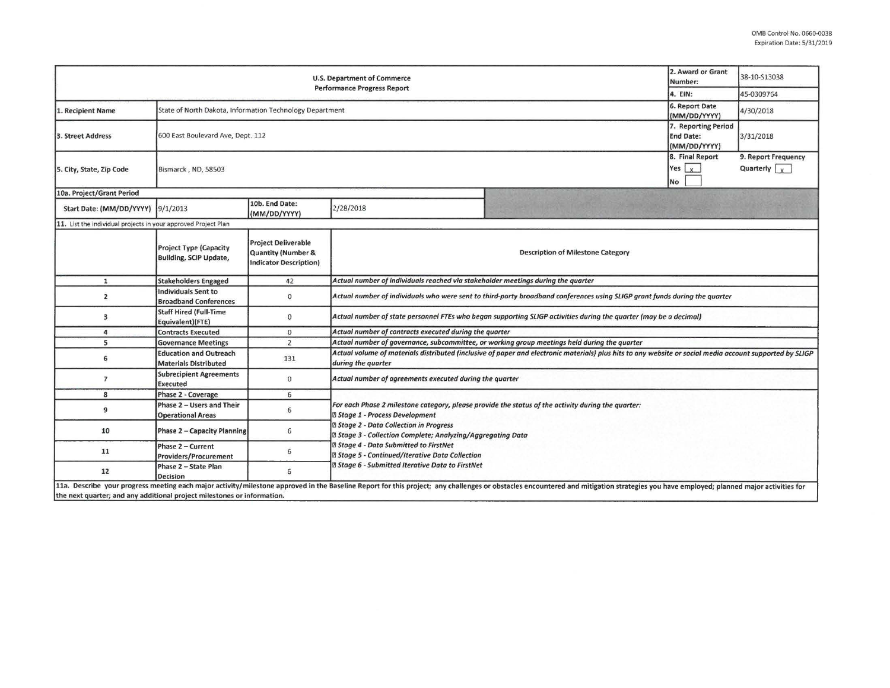OMB Control No. 0660-0038
Expiration Date: 5/31/2019

| U.S. Department of Commerce<br>Performance Progress Report | | | | 2. Award or Grant Number: | 38-10-S13038 |
|---|---|---|---|---|---|
| | | | | 4. EIN: | 45-0309764 |
| 1. Recipient Name | State of North Dakota, Information Technology Department | | | 6. Report Date (MM/DD/YYYY) | 4/30/2018 |
| 3. Street Address | 600 East Boulevard Ave, Dept. 112 | | | 7. Reporting Period End Date: (MM/DD/YYYY) | 3/31/2018 |
| 5. City, State, Zip Code | Bismarck , ND, 58503 | | | 8. Final Report<br>Yes [x]<br>No [ ] | 9. Report Frequency<br>Quarterly [x] |
| 10a. Project/Grant Period | | | | | |
| Start Date: (MM/DD/YYYY) | 9/1/2013 | 10b. End Date: (MM/DD/YYYY) | 2/28/2018 | | |

11. List the individual projects in your approved Project Plan

| | Project Type (Capacity Building, SCIP Update, | Project Deliverable Quantity (Number & Indicator Description) | Description of Milestone Category |
|---|---|---|---|
| 1 | Stakeholders Engaged | 42 | *Actual number of individuals reached via stakeholder meetings during the quarter* |
| 2 | Individuals Sent to Broadband Conferences | 0 | *Actual number of individuals who were sent to third-party broadband conferences using SLIGP grant funds during the quarter* |
| 3 | Staff Hired (Full-Time Equivalent)(FTE) | 0 | *Actual number of state personnel FTEs who began supporting SLIGP activities during the quarter (may be a decimal)* |
| 4 | Contracts Executed | 0 | *Actual number of contracts executed during the quarter* |
| 5 | Governance Meetings | 2 | *Actual number of governance, subcommittee, or working group meetings held during the quarter* |
| 6 | Education and Outreach Materials Distributed | 131 | *Actual volume of materials distributed (inclusive of paper and electronic materials) plus hits to any website or social media account supported by SLIGP during the quarter* |
| 7 | Subrecipient Agreements Executed | 0 | *Actual number of agreements executed during the quarter* |
| 8 | Phase 2 - Coverage | 6 | *For each Phase 2 milestone category, please provide the status of the activity during the quarter:*<br>*Stage 1 - Process Development*<br>*Stage 2 - Data Collection in Progress*<br>*Stage 3 - Collection Complete; Analyzing/Aggregating Data*<br>*Stage 4 - Data Submitted to FirstNet*<br>*Stage 5 - Continued/Iterative Data Collection*<br>*Stage 6 - Submitted Iterative Data to FirstNet* |
| 9 | Phase 2 – Users and Their Operational Areas | 6 | |
| 10 | Phase 2 – Capacity Planning | 6 | |
| 11 | Phase 2 – Current Providers/Procurement | 6 | |
| 12 | Phase 2 – State Plan Decision | 6 | |

11a. Describe your progress meeting each major activity/milestone approved in the Baseline Report for this project; any challenges or obstacles encountered and mitigation strategies you have employed; planned major activities for the next quarter; and any additional project milestones or information.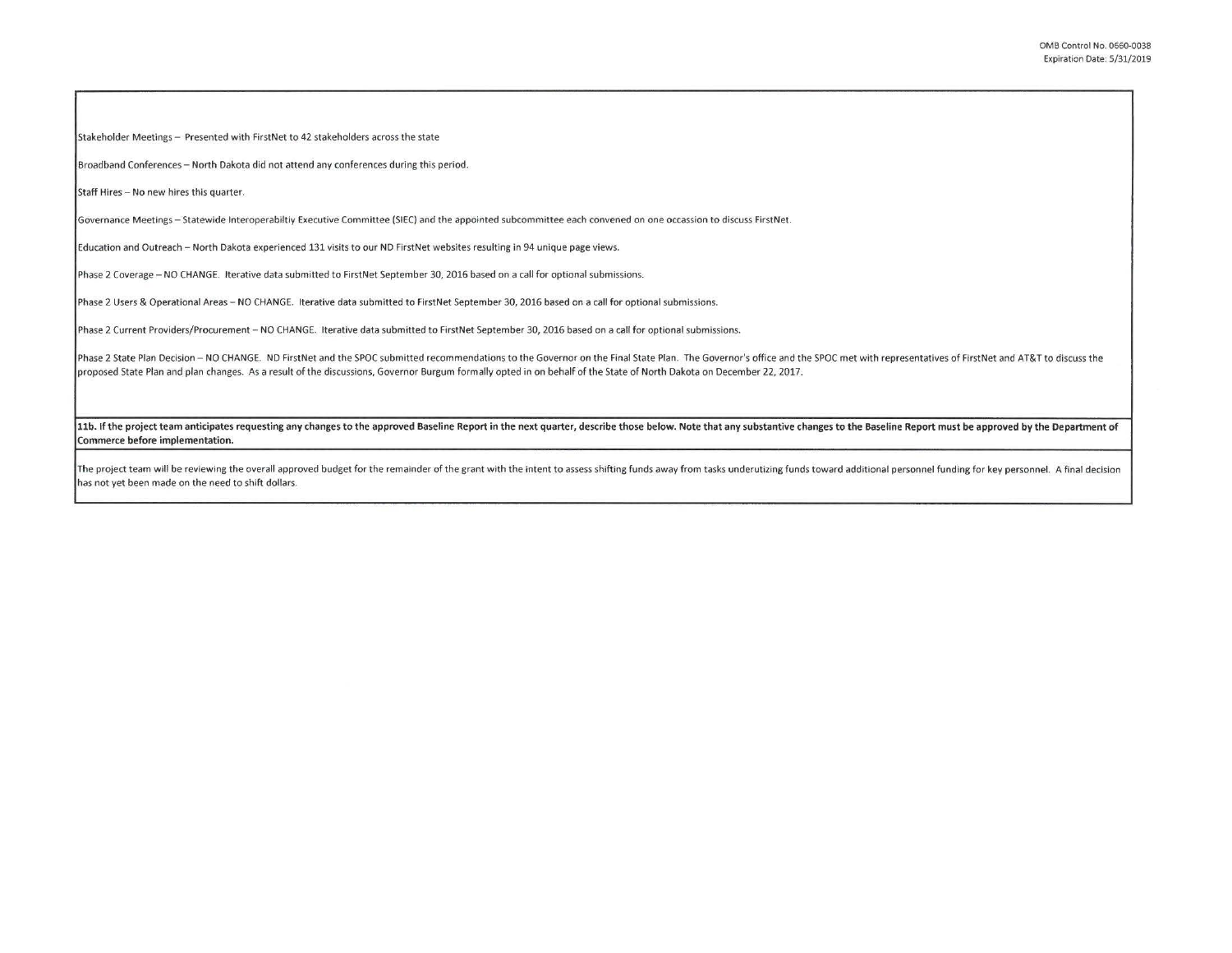Stakeholder Meetings – Presented with FirstNet to 42 stakeholders across the state

Broadband Conferences – North Dakota did not attend any conferences during this period.

Staff Hires – No new hires this quarter.

Governance Meetings – Statewide Interoperabiltiy Executive Committee (SIEC) and the appointed subcommittee each convened on one occassion to discuss FirstNet.

Education and Outreach – North Dakota experienced 131 visits to our ND FirstNet websites resulting in 94 unique page views.

Phase 2 Coverage – NO CHANGE. Iterative data submitted to FirstNet September 30, 2016 based on a call for optional submissions.

Phase 2 Users & Operational Areas – NO CHANGE. Iterative data submitted to FirstNet September 30, 2016 based on a call for optional submissions.

Phase 2 Current Providers/Procurement – NO CHANGE. Iterative data submitted to FirstNet September 30, 2016 based on a call for optional submissions.

Phase 2 State Plan Decision – NO CHANGE. ND FirstNet and the SPOC submitted recommendations to the Governor on the Final State Plan. The Governor's office and the SPOC met with representatives of FirstNet and AT&T to discuss the proposed State Plan and plan changes. As a result of the discussions, Governor Burgum formally opted in on behalf of the State of North Dakota on December 22, 2017.

**11b. If the project team anticipates requesting any changes to the approved Baseline Report in the next quarter, describe those below. Note that any substantive changes to the Baseline Report must be approved by the Department of Commerce before implementation.**

The project team will be reviewing the overall approved budget for the remainder of the grant with the intent to assess shifting funds away from tasks underutizing funds toward additional personnel funding for key personnel. A final decision has not yet been made on the need to shift dollars.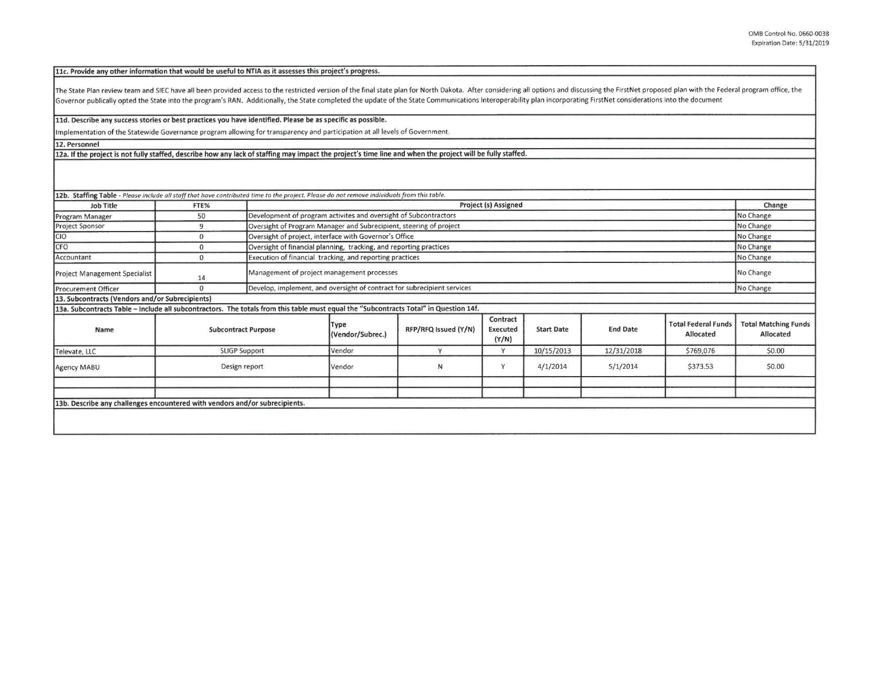**11c. Provide any other information that would be useful to NTIA as it assesses this project's progress.**

The State Plan review team and SIEC have all been provided access to the restricted version of the final state plan for North Dakota. After considering all options and discussing the FirstNet proposed plan with the Federal program office, the Governor publically opted the State into the program's RAN. Additionally, the State completed the update of the State Communications Interoperability plan incorporating FirstNet considerations into the document

**11d. Describe any success stories or best practices you have identified. Please be as specific as possible.**

Implementation of the Statewide Governance program allowing for transparency and participation at all levels of Government.

**12. Personnel**

**12a. If the project is not fully staffed, describe how any lack of staffing may impact the project's time line and when the project will be fully staffed.**

**12b. Staffing Table** - *Please include all staff that have contributed time to the project. Please do not remove individuals from this table.*

| Job Title | FTE% | Project (s) Assigned | Change |
|---|---|---|---|
| Program Manager | 50 | Development of program activites and oversight of Subcontractors | No Change |
| Project Sponsor | 9 | Oversight of Program Manager and Subrecipient, steering of project | No Change |
| CIO | 0 | Oversight of project, interface with Governor's Office | No Change |
| CFO | 0 | Oversight of financial planning, tracking, and reporting practices | No Change |
| Accountant | 0 | Execution of financial tracking, and reporting practices | No Change |
| Project Management Specialist | 14 | Management of project management processes | No Change |
| Procurement Officer | 0 | Develop, implement, and oversight of contract for subrecipient services | No Change |

**13. Subcontracts (Vendors and/or Subrecipients)**

**13a. Subcontracts Table – Include all subcontractors. The totals from this table must equal the "Subcontracts Total" in Question 14f.**

| Name | Subcontract Purpose | Type (Vendor/Subrec.) | RFP/RFQ Issued (Y/N) | Contract Executed (Y/N) | Start Date | End Date | Total Federal Funds Allocated | Total Matching Funds Allocated |
|---|---|---|---|---|---|---|---|---|
| Televate, LLC | SLIGP Support | Vendor | Y | Y | 10/15/2013 | 12/31/2018 | $769,076 | $0.00 |
| Agency MABU | Design report | Vendor | N | Y | 4/1/2014 | 5/1/2014 | $373.53 | $0.00 |
| | | | | | | | | |
| | | | | | | | | |

**13b. Describe any challenges encountered with vendors and/or subrecipients.**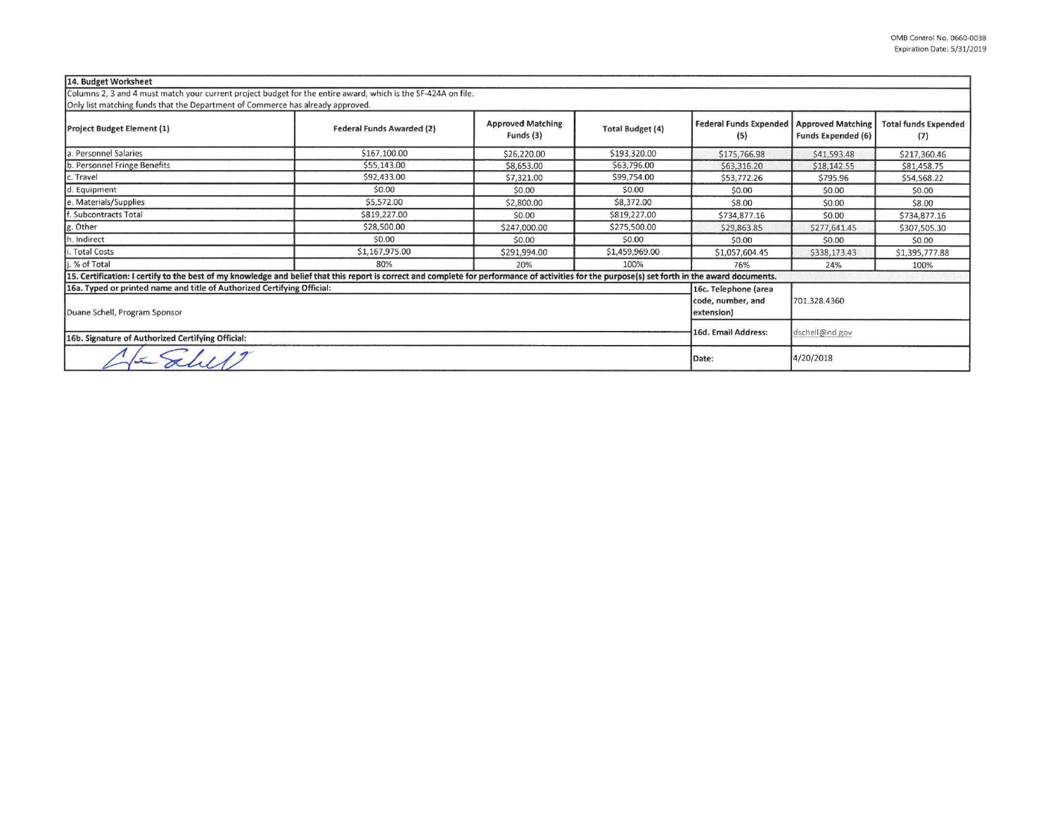| 14. Budget Worksheet | | | | | | |
|---|---|---|---|---|---|---|
| Columns 2, 3 and 4 must match your current project budget for the entire award, which is the SF-424A on file. Only list matching funds that the Department of Commerce has already approved. | | | | | | |
| **Project Budget Element (1)** | **Federal Funds Awarded (2)** | **Approved Matching Funds (3)** | **Total Budget (4)** | **Federal Funds Expended (5)** | **Approved Matching Funds Expended (6)** | **Total funds Expended (7)** |
| a. Personnel Salaries | $167,100.00 | $26,220.00 | $193,320.00 | $175,766.98 | $41,593.48 | $217,360.46 |
| b. Personnel Fringe Benefits | $55,143.00 | $8,653.00 | $63,796.00 | $63,316.20 | $18,142.55 | $81,458.75 |
| c. Travel | $92,433.00 | $7,321.00 | $99,754.00 | $53,772.26 | $795.96 | $54,568.22 |
| d. Equipment | $0.00 | $0.00 | $0.00 | $0.00 | $0.00 | $0.00 |
| e. Materials/Supplies | $5,572.00 | $2,800.00 | $8,372.00 | $8.00 | $0.00 | $8.00 |
| f. Subcontracts Total | $819,227.00 | $0.00 | $819,227.00 | $734,877.16 | $0.00 | $734,877.16 |
| g. Other | $28,500.00 | $247,000.00 | $275,500.00 | $29,863.85 | $277,641.45 | $307,505.30 |
| h. Indirect | $0.00 | $0.00 | $0.00 | $0.00 | $0.00 | $0.00 |
| i. Total Costs | $1,167,975.00 | $291,994.00 | $1,459,969.00 | $1,057,604.45 | $338,173.43 | $1,395,777.88 |
| j. % of Total | 80% | 20% | 100% | 76% | 24% | 100% |

**15. Certification: I certify to the best of my knowledge and belief that this report is correct and complete for performance of activities for the purpose(s) set forth in the award documents.**

| | | |
|---|---|---|
| **16a. Typed or printed name and title of Authorized Certifying Official:** Duane Schell, Program Sponsor | **16c. Telephone (area code, number, and extension)** | 701.328.4360 |
| **16b. Signature of Authorized Certifying Official:** | **16d. Email Address:** | dschell@nd.gov |
| | **Date:** | 4/20/2018 |